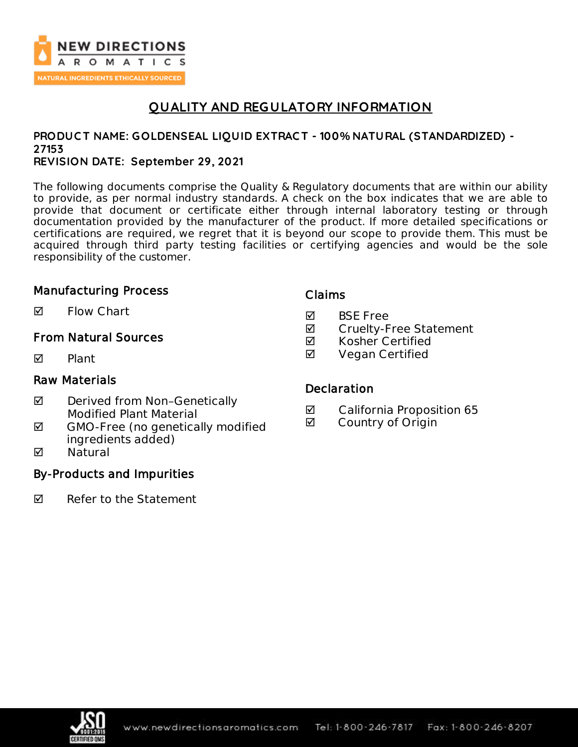# QUALITY AND REGULATORY INFORMATION

**PRODUCT NAME: GOLDENSEAL LIQUID EXTRACT - 100% NATURAL (STANDARDIZED) - 27153**
**REVISION DATE: September 29, 2021**

The following documents comprise the Quality & Regulatory documents that are within our ability to provide, as per normal industry standards. A check on the box indicates that we are able to provide that document or certificate either through internal laboratory testing or through documentation provided by the manufacturer of the product. If more detailed specifications or certifications are required, we regret that it is beyond our scope to provide them. This must be acquired through third party testing facilities or certifying agencies and would be the sole responsibility of the customer.

### Manufacturing Process

- ☑ Flow Chart

### From Natural Sources

- ☑ Plant

### Raw Materials

- ☑ Derived from Non–Genetically Modified Plant Material
- ☑ GMO-Free (no genetically modified ingredients added)
- ☑ Natural

### By-Products and Impurities

- ☑ Refer to the Statement

### Claims

- ☑ BSE Free
- ☑ Cruelty-Free Statement
- ☑ Kosher Certified
- ☑ Vegan Certified

### Declaration

- ☑ California Proposition 65
- ☑ Country of Origin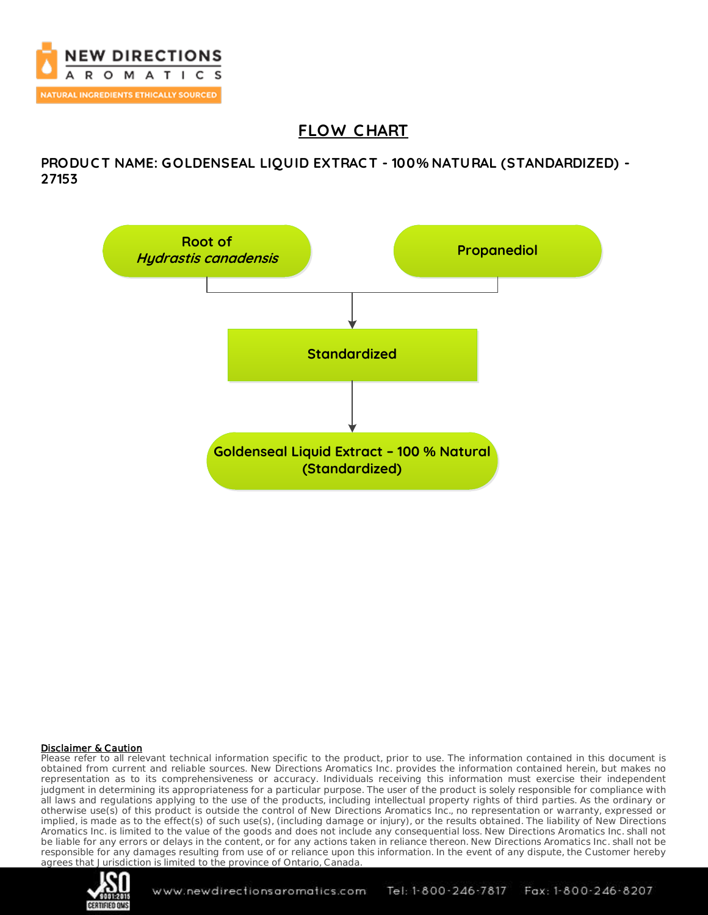# FLOW CHART

**PRODUCT NAME: GOLDENSEAL LIQUID EXTRACT - 100% NATURAL (STANDARDIZED) - 27153**

Root of *Hydrastis canadensis*

Propanediol

Standardized

Goldenseal Liquid Extract – 100 % Natural (Standardized)

**Disclaimer & Caution**

Please refer to all relevant technical information specific to the product, prior to use. The information contained in this document is obtained from current and reliable sources. New Directions Aromatics Inc. provides the information contained herein, but makes no representation as to its comprehensiveness or accuracy. Individuals receiving this information must exercise their independent judgment in determining its appropriateness for a particular purpose. The user of the product is solely responsible for compliance with all laws and regulations applying to the use of the products, including intellectual property rights of third parties. As the ordinary or otherwise use(s) of this product is outside the control of New Directions Aromatics Inc., no representation or warranty, expressed or implied, is made as to the effect(s) of such use(s), (including damage or injury), or the results obtained. The liability of New Directions Aromatics Inc. is limited to the value of the goods and does not include any consequential loss. New Directions Aromatics Inc. shall not be liable for any errors or delays in the content, or for any actions taken in reliance thereon. New Directions Aromatics Inc. shall not be responsible for any damages resulting from use of or reliance upon this information. In the event of any dispute, the Customer hereby agrees that Jurisdiction is limited to the province of Ontario, Canada.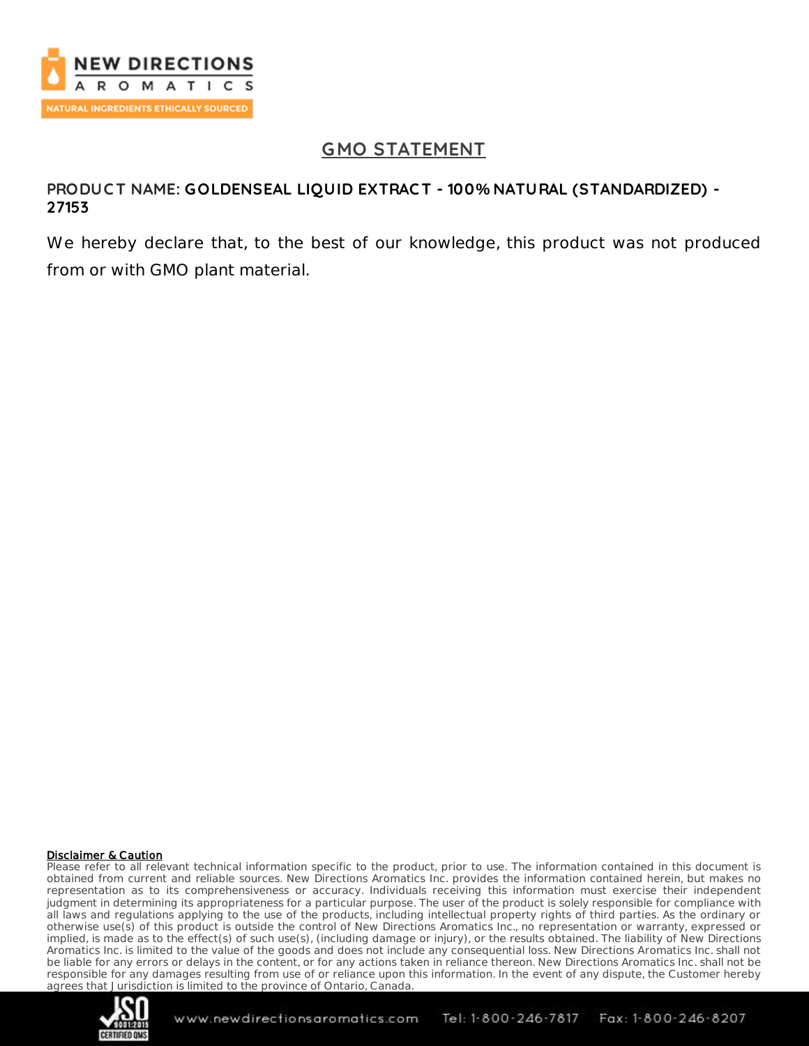# GMO STATEMENT

**PRODUCT NAME: GOLDENSEAL LIQUID EXTRACT - 100% NATURAL (STANDARDIZED) - 27153**

We hereby declare that, to the best of our knowledge, this product was not produced from or with GMO plant material.

**Disclaimer & Caution**

Please refer to all relevant technical information specific to the product, prior to use. The information contained in this document is obtained from current and reliable sources. New Directions Aromatics Inc. provides the information contained herein, but makes no representation as to its comprehensiveness or accuracy. Individuals receiving this information must exercise their independent judgment in determining its appropriateness for a particular purpose. The user of the product is solely responsible for compliance with all laws and regulations applying to the use of the products, including intellectual property rights of third parties. As the ordinary or otherwise use(s) of this product is outside the control of New Directions Aromatics Inc., no representation or warranty, expressed or implied, is made as to the effect(s) of such use(s), (including damage or injury), or the results obtained. The liability of New Directions Aromatics Inc. is limited to the value of the goods and does not include any consequential loss. New Directions Aromatics Inc. shall not be liable for any errors or delays in the content, or for any actions taken in reliance thereon. New Directions Aromatics Inc. shall not be responsible for any damages resulting from use of or reliance upon this information. In the event of any dispute, the Customer hereby agrees that Jurisdiction is limited to the province of Ontario, Canada.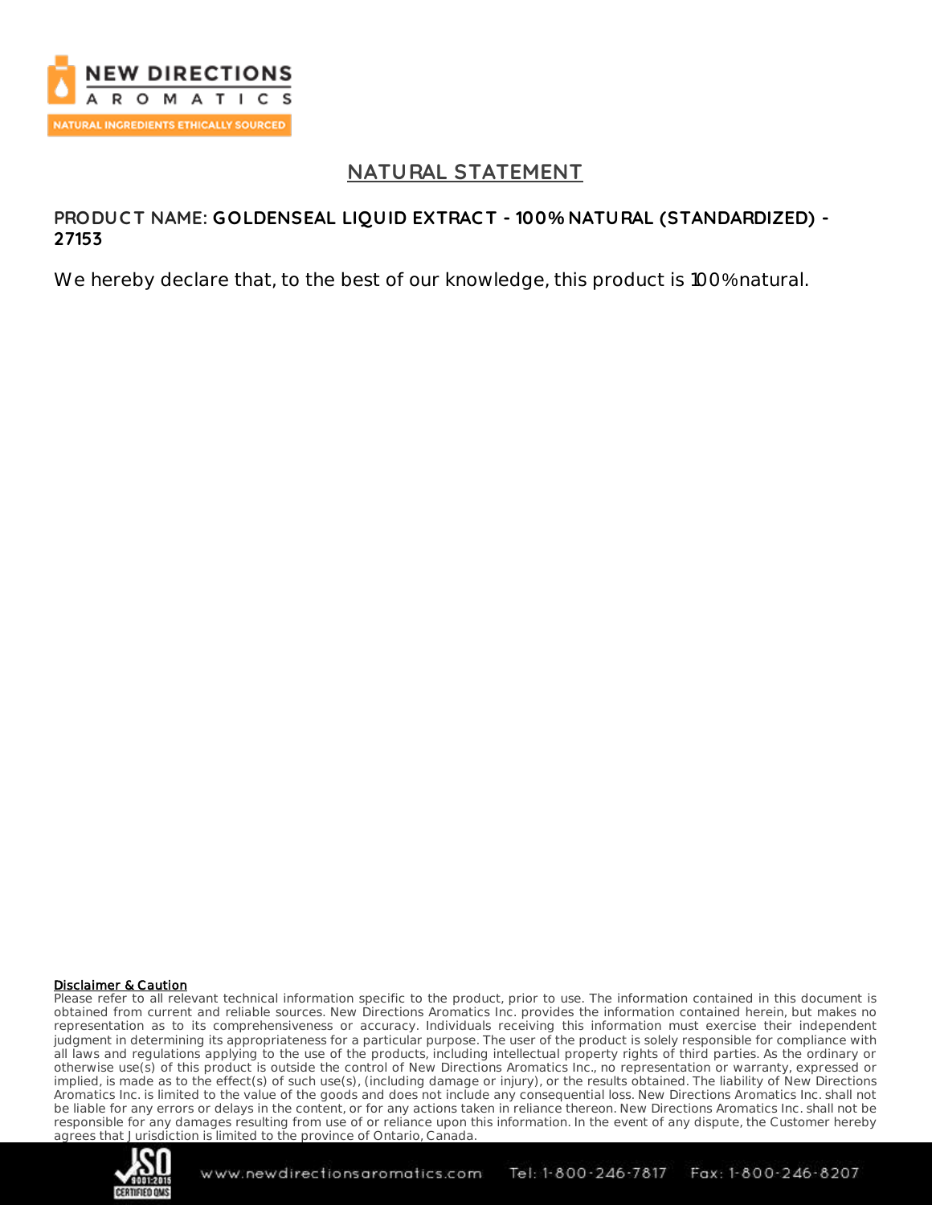# NATURAL STATEMENT

**PRODUCT NAME: GOLDENSEAL LIQUID EXTRACT - 100% NATURAL (STANDARDIZED) - 27153**

We hereby declare that, to the best of our knowledge, this product is 100% natural.

**Disclaimer & Caution**

Please refer to all relevant technical information specific to the product, prior to use. The information contained in this document is obtained from current and reliable sources. New Directions Aromatics Inc. provides the information contained herein, but makes no representation as to its comprehensiveness or accuracy. Individuals receiving this information must exercise their independent judgment in determining its appropriateness for a particular purpose. The user of the product is solely responsible for compliance with all laws and regulations applying to the use of the products, including intellectual property rights of third parties. As the ordinary or otherwise use(s) of this product is outside the control of New Directions Aromatics Inc., no representation or warranty, expressed or implied, is made as to the effect(s) of such use(s), (including damage or injury), or the results obtained. The liability of New Directions Aromatics Inc. is limited to the value of the goods and does not include any consequential loss. New Directions Aromatics Inc. shall not be liable for any errors or delays in the content, or for any actions taken in reliance thereon. New Directions Aromatics Inc. shall not be responsible for any damages resulting from use of or reliance upon this information. In the event of any dispute, the Customer hereby agrees that Jurisdiction is limited to the province of Ontario, Canada.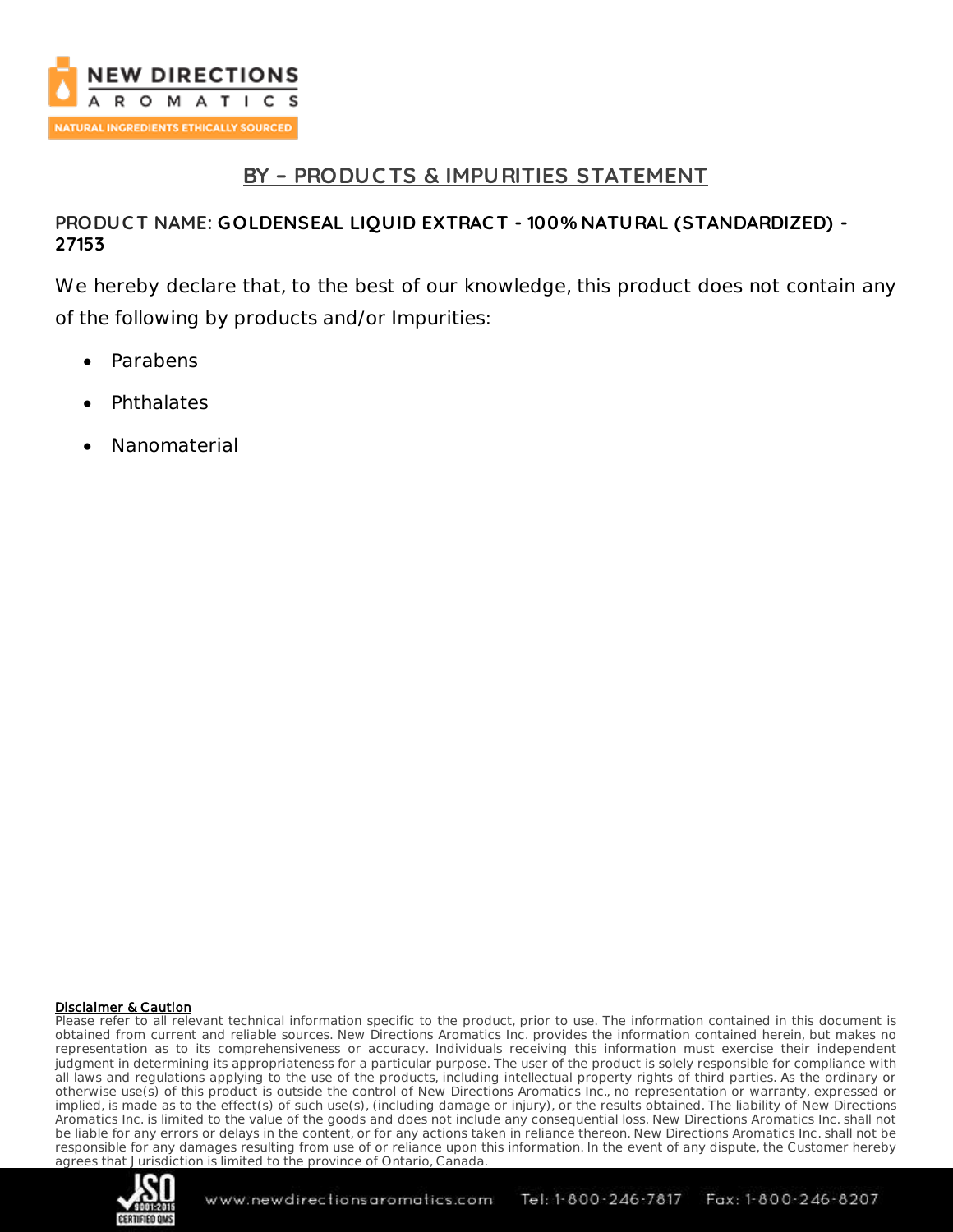# BY – PRODUCTS & IMPURITIES STATEMENT

**PRODUCT NAME: GOLDENSEAL LIQUID EXTRACT - 100% NATURAL (STANDARDIZED) - 27153**

We hereby declare that, to the best of our knowledge, this product does not contain any of the following by products and/or Impurities:

- Parabens
- Phthalates
- Nanomaterial

**Disclaimer & Caution**

Please refer to all relevant technical information specific to the product, prior to use. The information contained in this document is obtained from current and reliable sources. New Directions Aromatics Inc. provides the information contained herein, but makes no representation as to its comprehensiveness or accuracy. Individuals receiving this information must exercise their independent judgment in determining its appropriateness for a particular purpose. The user of the product is solely responsible for compliance with all laws and regulations applying to the use of the products, including intellectual property rights of third parties. As the ordinary or otherwise use(s) of this product is outside the control of New Directions Aromatics Inc., no representation or warranty, expressed or implied, is made as to the effect(s) of such use(s), (including damage or injury), or the results obtained. The liability of New Directions Aromatics Inc. is limited to the value of the goods and does not include any consequential loss. New Directions Aromatics Inc. shall not be liable for any errors or delays in the content, or for any actions taken in reliance thereon. New Directions Aromatics Inc. shall not be responsible for any damages resulting from use of or reliance upon this information. In the event of any dispute, the Customer hereby agrees that Jurisdiction is limited to the province of Ontario, Canada.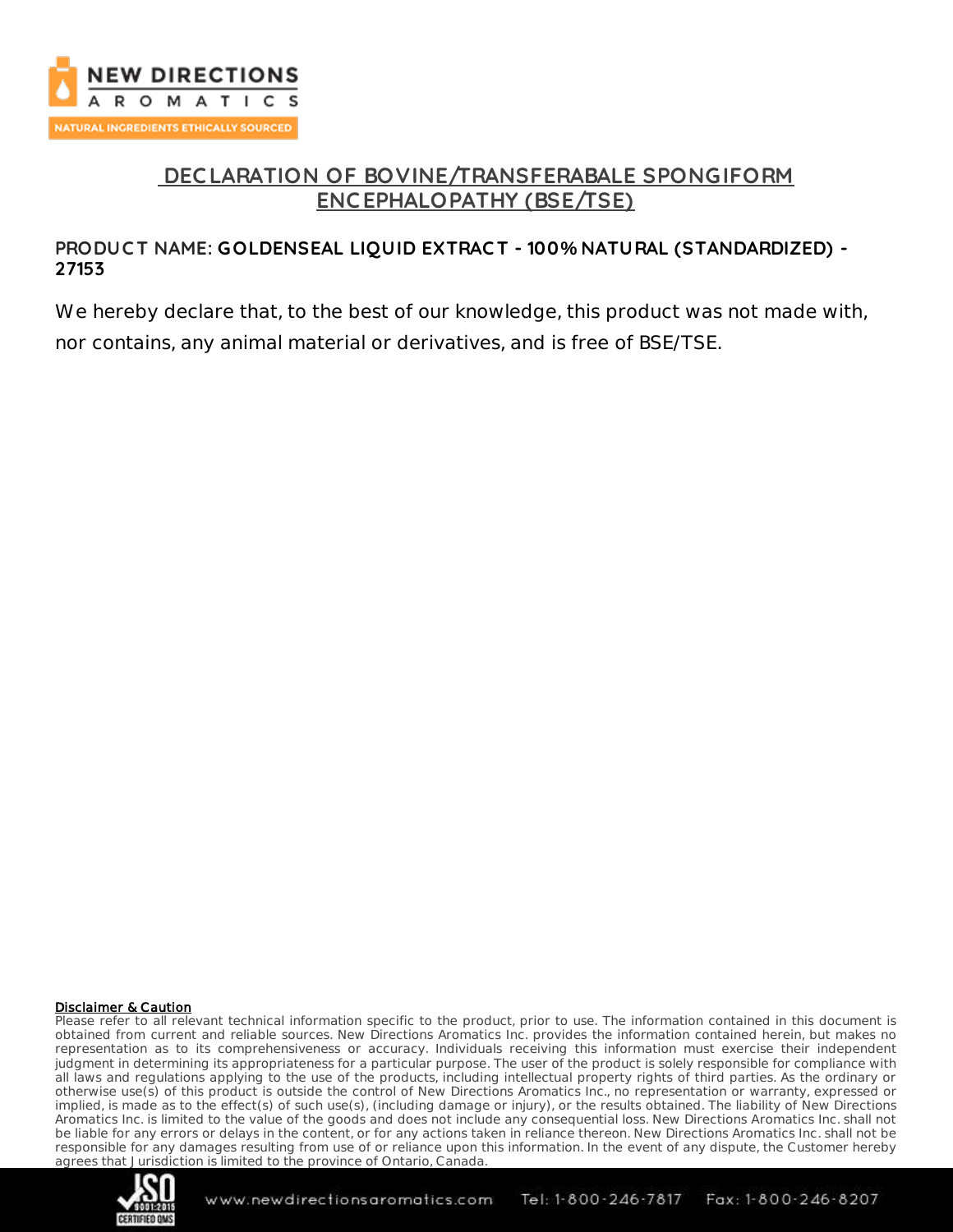# DECLARATION OF BOVINE/TRANSFERABALE SPONGIFORM ENCEPHALOPATHY (BSE/TSE)

**PRODUCT NAME: GOLDENSEAL LIQUID EXTRACT - 100% NATURAL (STANDARDIZED) - 27153**

We hereby declare that, to the best of our knowledge, this product was not made with, nor contains, any animal material or derivatives, and is free of BSE/TSE.

**Disclaimer & Caution**

Please refer to all relevant technical information specific to the product, prior to use. The information contained in this document is obtained from current and reliable sources. New Directions Aromatics Inc. provides the information contained herein, but makes no representation as to its comprehensiveness or accuracy. Individuals receiving this information must exercise their independent judgment in determining its appropriateness for a particular purpose. The user of the product is solely responsible for compliance with all laws and regulations applying to the use of the products, including intellectual property rights of third parties. As the ordinary or otherwise use(s) of this product is outside the control of New Directions Aromatics Inc., no representation or warranty, expressed or implied, is made as to the effect(s) of such use(s), (including damage or injury), or the results obtained. The liability of New Directions Aromatics Inc. is limited to the value of the goods and does not include any consequential loss. New Directions Aromatics Inc. shall not be liable for any errors or delays in the content, or for any actions taken in reliance thereon. New Directions Aromatics Inc. shall not be responsible for any damages resulting from use of or reliance upon this information. In the event of any dispute, the Customer hereby agrees that Jurisdiction is limited to the province of Ontario, Canada.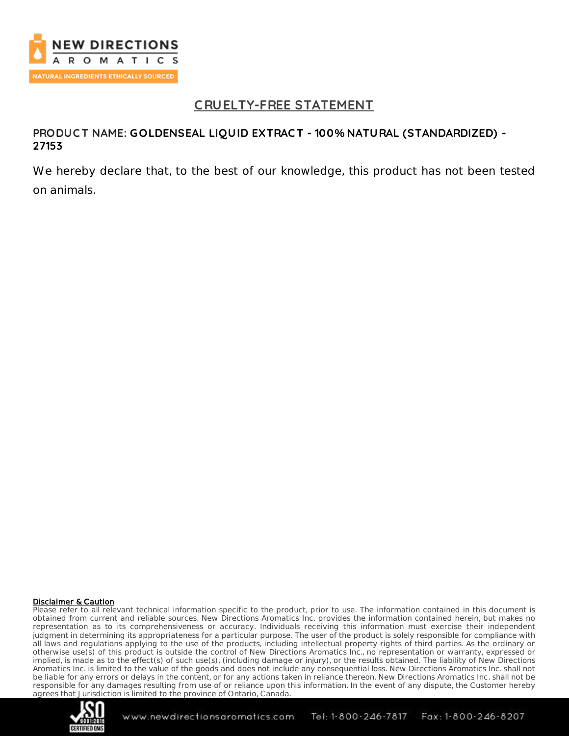# CRUELTY-FREE STATEMENT

**PRODUCT NAME: GOLDENSEAL LIQUID EXTRACT - 100% NATURAL (STANDARDIZED) - 27153**

We hereby declare that, to the best of our knowledge, this product has not been tested on animals.

**Disclaimer & Caution**

Please refer to all relevant technical information specific to the product, prior to use. The information contained in this document is obtained from current and reliable sources. New Directions Aromatics Inc. provides the information contained herein, but makes no representation as to its comprehensiveness or accuracy. Individuals receiving this information must exercise their independent judgment in determining its appropriateness for a particular purpose. The user of the product is solely responsible for compliance with all laws and regulations applying to the use of the products, including intellectual property rights of third parties. As the ordinary or otherwise use(s) of this product is outside the control of New Directions Aromatics Inc., no representation or warranty, expressed or implied, is made as to the effect(s) of such use(s), (including damage or injury), or the results obtained. The liability of New Directions Aromatics Inc. is limited to the value of the goods and does not include any consequential loss. New Directions Aromatics Inc. shall not be liable for any errors or delays in the content, or for any actions taken in reliance thereon. New Directions Aromatics Inc. shall not be responsible for any damages resulting from use of or reliance upon this information. In the event of any dispute, the Customer hereby agrees that Jurisdiction is limited to the province of Ontario, Canada.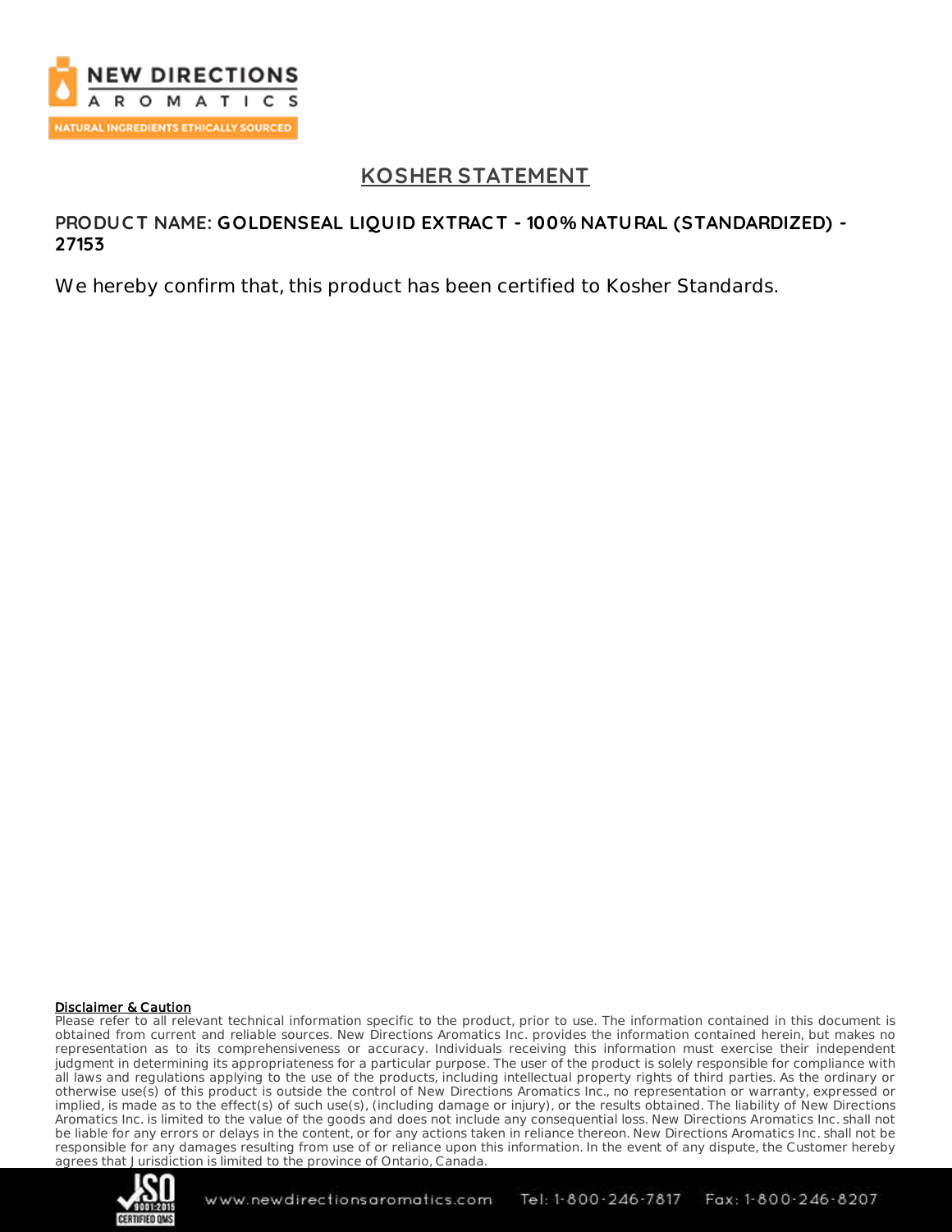# KOSHER STATEMENT

**PRODUCT NAME: GOLDENSEAL LIQUID EXTRACT - 100% NATURAL (STANDARDIZED) - 27153**

We hereby confirm that, this product has been certified to Kosher Standards.

**Disclaimer & Caution**

Please refer to all relevant technical information specific to the product, prior to use. The information contained in this document is obtained from current and reliable sources. New Directions Aromatics Inc. provides the information contained herein, but makes no representation as to its comprehensiveness or accuracy. Individuals receiving this information must exercise their independent judgment in determining its appropriateness for a particular purpose. The user of the product is solely responsible for compliance with all laws and regulations applying to the use of the products, including intellectual property rights of third parties. As the ordinary or otherwise use(s) of this product is outside the control of New Directions Aromatics Inc., no representation or warranty, expressed or implied, is made as to the effect(s) of such use(s), (including damage or injury), or the results obtained. The liability of New Directions Aromatics Inc. is limited to the value of the goods and does not include any consequential loss. New Directions Aromatics Inc. shall not be liable for any errors or delays in the content, or for any actions taken in reliance thereon. New Directions Aromatics Inc. shall not be responsible for any damages resulting from use of or reliance upon this information. In the event of any dispute, the Customer hereby agrees that Jurisdiction is limited to the province of Ontario, Canada.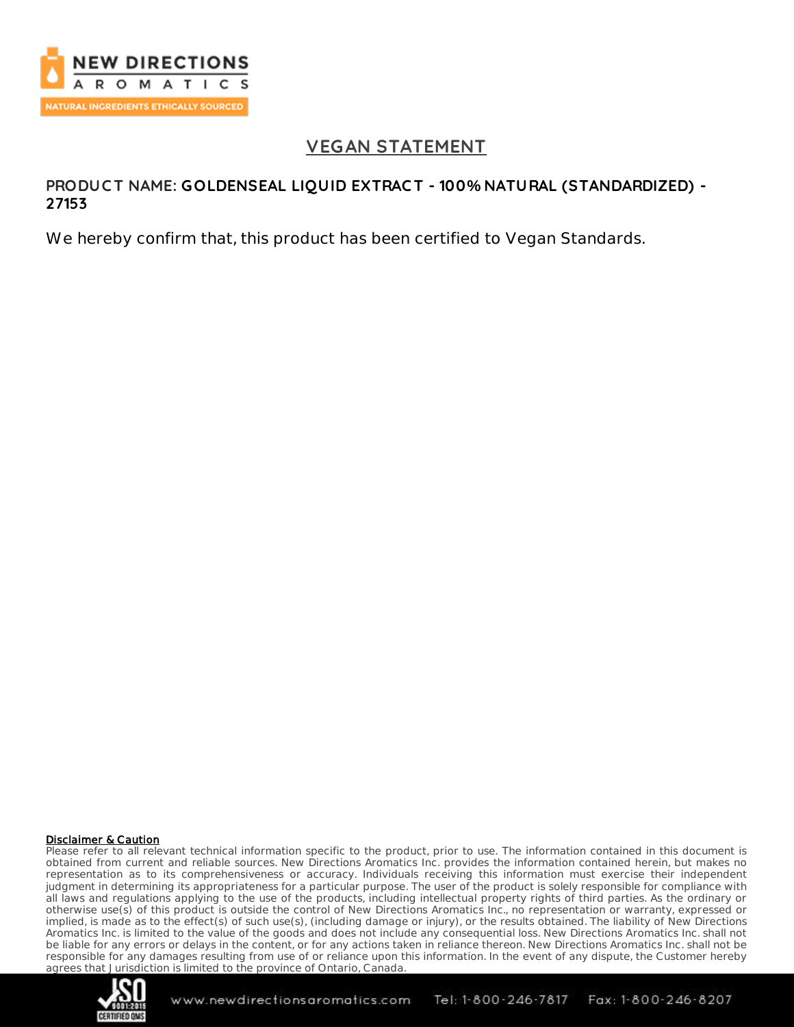# VEGAN STATEMENT

**PRODUCT NAME: GOLDENSEAL LIQUID EXTRACT - 100% NATURAL (STANDARDIZED) - 27153**

We hereby confirm that, this product has been certified to Vegan Standards.

**Disclaimer & Caution**

Please refer to all relevant technical information specific to the product, prior to use. The information contained in this document is obtained from current and reliable sources. New Directions Aromatics Inc. provides the information contained herein, but makes no representation as to its comprehensiveness or accuracy. Individuals receiving this information must exercise their independent judgment in determining its appropriateness for a particular purpose. The user of the product is solely responsible for compliance with all laws and regulations applying to the use of the products, including intellectual property rights of third parties. As the ordinary or otherwise use(s) of this product is outside the control of New Directions Aromatics Inc., no representation or warranty, expressed or implied, is made as to the effect(s) of such use(s), (including damage or injury), or the results obtained. The liability of New Directions Aromatics Inc. is limited to the value of the goods and does not include any consequential loss. New Directions Aromatics Inc. shall not be liable for any errors or delays in the content, or for any actions taken in reliance thereon. New Directions Aromatics Inc. shall not be responsible for any damages resulting from use of or reliance upon this information. In the event of any dispute, the Customer hereby agrees that Jurisdiction is limited to the province of Ontario, Canada.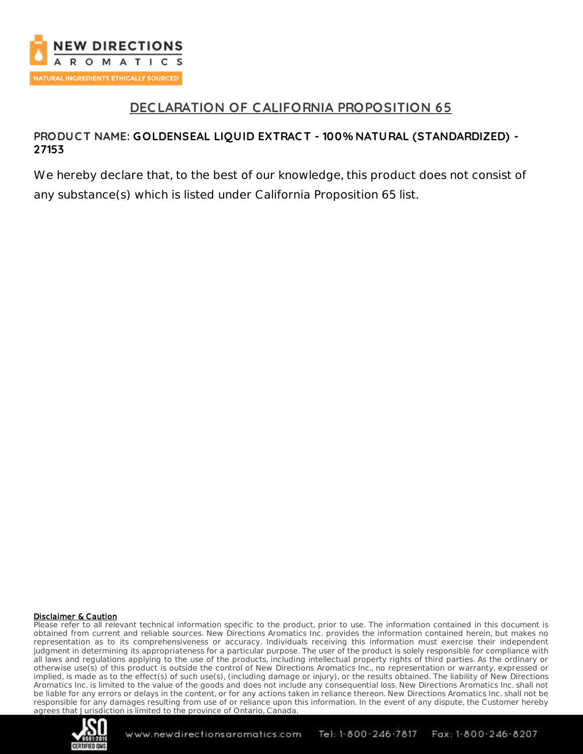# DECLARATION OF CALIFORNIA PROPOSITION 65

**PRODUCT NAME: GOLDENSEAL LIQUID EXTRACT - 100% NATURAL (STANDARDIZED) - 27153**

We hereby declare that, to the best of our knowledge, this product does not consist of any substance(s) which is listed under California Proposition 65 list.

**Disclaimer & Caution**

Please refer to all relevant technical information specific to the product, prior to use. The information contained in this document is obtained from current and reliable sources. New Directions Aromatics Inc. provides the information contained herein, but makes no representation as to its comprehensiveness or accuracy. Individuals receiving this information must exercise their independent judgment in determining its appropriateness for a particular purpose. The user of the product is solely responsible for compliance with all laws and regulations applying to the use of the products, including intellectual property rights of third parties. As the ordinary or otherwise use(s) of this product is outside the control of New Directions Aromatics Inc., no representation or warranty, expressed or implied, is made as to the effect(s) of such use(s), (including damage or injury), or the results obtained. The liability of New Directions Aromatics Inc. is limited to the value of the goods and does not include any consequential loss. New Directions Aromatics Inc. shall not be liable for any errors or delays in the content, or for any actions taken in reliance thereon. New Directions Aromatics Inc. shall not be responsible for any damages resulting from use of or reliance upon this information. In the event of any dispute, the Customer hereby agrees that Jurisdiction is limited to the province of Ontario, Canada.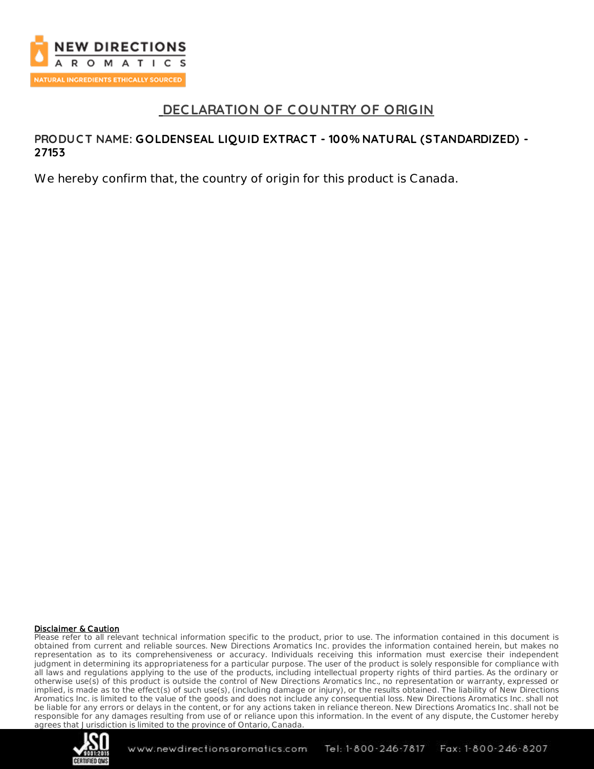# DECLARATION OF COUNTRY OF ORIGIN

**PRODUCT NAME: GOLDENSEAL LIQUID EXTRACT - 100% NATURAL (STANDARDIZED) - 27153**

We hereby confirm that, the country of origin for this product is Canada.

**Disclaimer & Caution**

Please refer to all relevant technical information specific to the product, prior to use. The information contained in this document is obtained from current and reliable sources. New Directions Aromatics Inc. provides the information contained herein, but makes no representation as to its comprehensiveness or accuracy. Individuals receiving this information must exercise their independent judgment in determining its appropriateness for a particular purpose. The user of the product is solely responsible for compliance with all laws and regulations applying to the use of the products, including intellectual property rights of third parties. As the ordinary or otherwise use(s) of this product is outside the control of New Directions Aromatics Inc., no representation or warranty, expressed or implied, is made as to the effect(s) of such use(s), (including damage or injury), or the results obtained. The liability of New Directions Aromatics Inc. is limited to the value of the goods and does not include any consequential loss. New Directions Aromatics Inc. shall not be liable for any errors or delays in the content, or for any actions taken in reliance thereon. New Directions Aromatics Inc. shall not be responsible for any damages resulting from use of or reliance upon this information. In the event of any dispute, the Customer hereby agrees that Jurisdiction is limited to the province of Ontario, Canada.